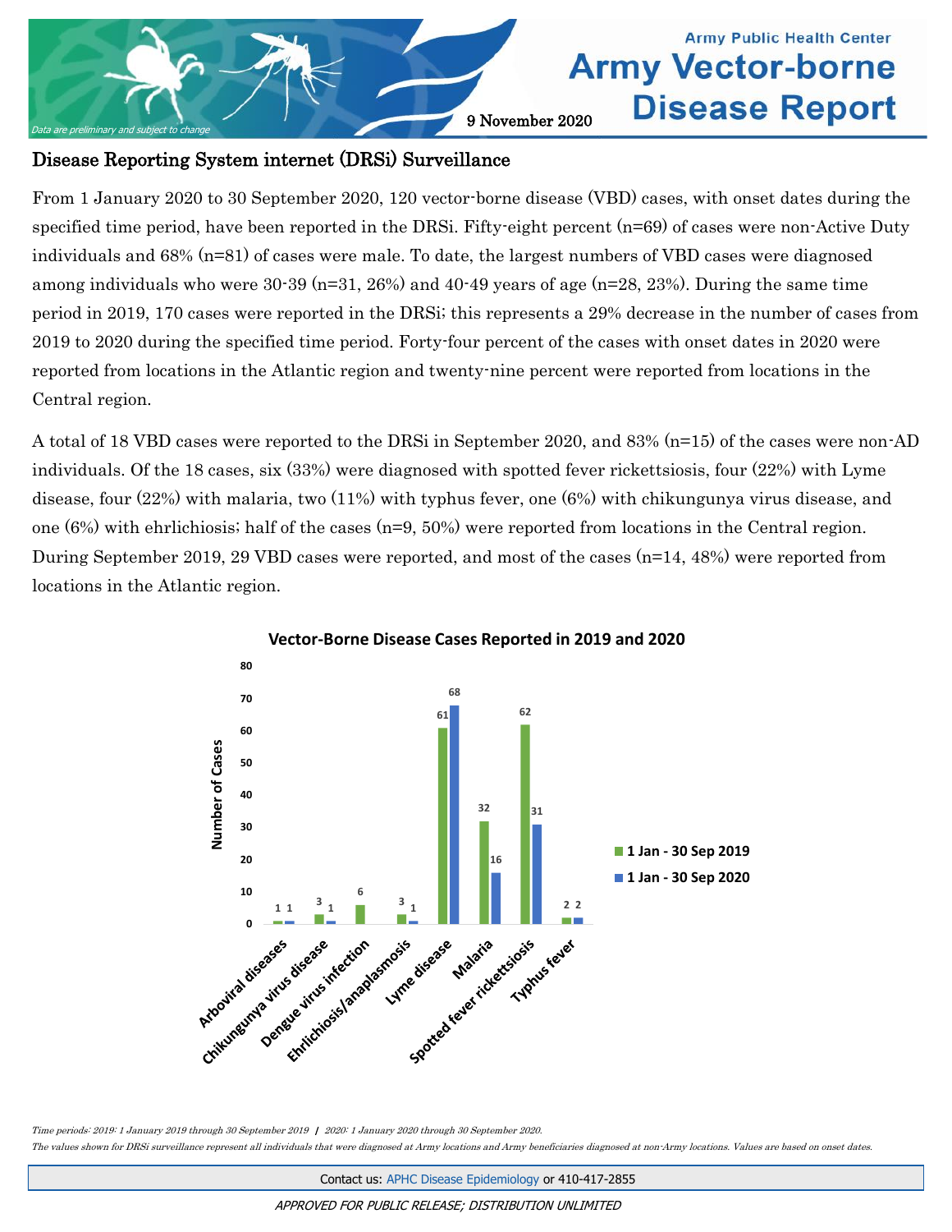Army Public Health Center

# Army Vector-borne Disease Report

9 November 2020

*Data are preliminary and subject to change*

## Disease Reporting System internet (DRSi) Surveillance

From 1 January 2020 to 30 September 2020, 120 vector-borne disease (VBD) cases, with onset dates during the specified time period, have been reported in the DRSi. Fifty-eight percent (n=69) of cases were non-Active Duty individuals and 68% (n=81) of cases were male. To date, the largest numbers of VBD cases were diagnosed among individuals who were 30-39 (n=31, 26%) and 40-49 years of age (n=28, 23%). During the same time period in 2019, 170 cases were reported in the DRSi; this represents a 29% decrease in the number of cases from 2019 to 2020 during the specified time period. Forty-four percent of the cases with onset dates in 2020 were reported from locations in the Atlantic region and twenty-nine percent were reported from locations in the Central region.

A total of 18 VBD cases were reported to the DRSi in September 2020, and 83% (n=15) of the cases were non-AD individuals. Of the 18 cases, six (33%) were diagnosed with spotted fever rickettsiosis, four (22%) with Lyme disease, four (22%) with malaria, two (11%) with typhus fever, one (6%) with chikungunya virus disease, and one (6%) with ehrlichiosis; half of the cases (n=9, 50%) were reported from locations in the Central region. During September 2019, 29 VBD cases were reported, and most of the cases (n=14, 48%) were reported from locations in the Atlantic region.

**Vector-Borne Disease Cases Reported in 2019 and 2020**

| Disease | 1 Jan - 30 Sep 2019 | 1 Jan - 30 Sep 2020 |
|---|---|---|
| Arboviral diseases | 1 | 1 |
| Chikungunya virus disease | 3 | 1 |
| Dengue virus infection | 6 | |
| Ehrlichiosis/anaplasmosis | 3 | 1 |
| Lyme disease | 61 | 68 |
| Malaria | 32 | 16 |
| Spotted fever rickettsiosis | 62 | 31 |
| Typhus fever | 2 | 2 |

*Time periods: 2019: 1 January 2019 through 30 September 2019 | 2020: 1 January 2020 through 30 September 2020.*

*The values shown for DRSi surveillance represent all individuals that were diagnosed at Army locations and Army beneficiaries diagnosed at non-Army locations. Values are based on onset dates.*

Contact us: APHC Disease Epidemiology or 410-417-2855

*APPROVED FOR PUBLIC RELEASE; DISTRIBUTION UNLIMITED*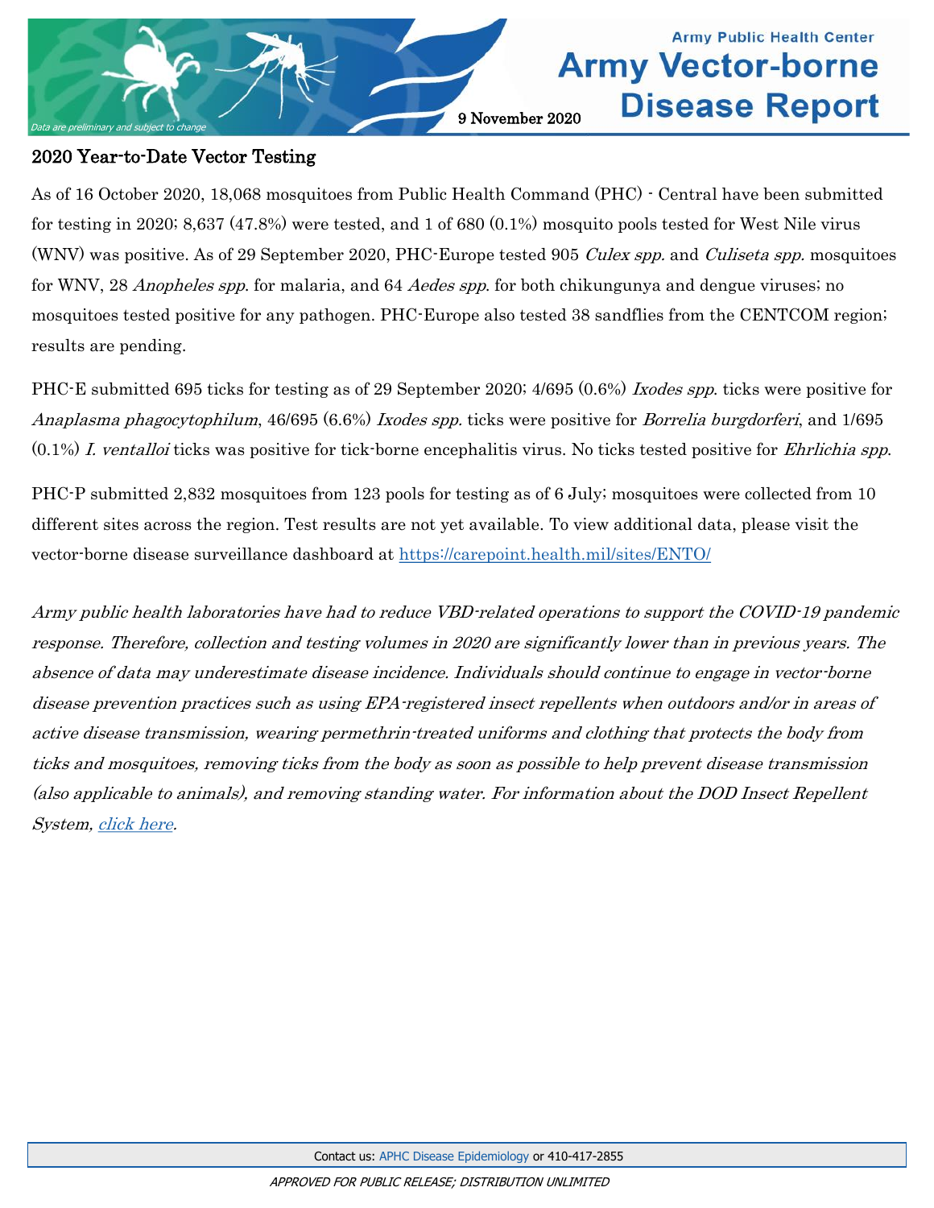## 2020 Year-to-Date Vector Testing

As of 16 October 2020, 18,068 mosquitoes from Public Health Command (PHC) - Central have been submitted for testing in 2020; 8,637 (47.8%) were tested, and 1 of 680 (0.1%) mosquito pools tested for West Nile virus (WNV) was positive. As of 29 September 2020, PHC-Europe tested 905 *Culex spp.* and *Culiseta spp.* mosquitoes for WNV, 28 *Anopheles spp.* for malaria, and 64 *Aedes spp.* for both chikungunya and dengue viruses; no mosquitoes tested positive for any pathogen. PHC-Europe also tested 38 sandflies from the CENTCOM region; results are pending.

PHC-E submitted 695 ticks for testing as of 29 September 2020; 4/695 (0.6%) *Ixodes spp.* ticks were positive for *Anaplasma phagocytophilum*, 46/695 (6.6%) *Ixodes spp.* ticks were positive for *Borrelia burgdorferi*, and 1/695 (0.1%) *I. ventalloi* ticks was positive for tick-borne encephalitis virus. No ticks tested positive for *Ehrlichia spp.*

PHC-P submitted 2,832 mosquitoes from 123 pools for testing as of 6 July; mosquitoes were collected from 10 different sites across the region. Test results are not yet available. To view additional data, please visit the vector-borne disease surveillance dashboard at https://carepoint.health.mil/sites/ENTO/

*Army public health laboratories have had to reduce VBD-related operations to support the COVID-19 pandemic response. Therefore, collection and testing volumes in 2020 are significantly lower than in previous years. The absence of data may underestimate disease incidence. Individuals should continue to engage in vector-borne disease prevention practices such as using EPA-registered insect repellents when outdoors and/or in areas of active disease transmission, wearing permethrin-treated uniforms and clothing that protects the body from ticks and mosquitoes, removing ticks from the body as soon as possible to help prevent disease transmission (also applicable to animals), and removing standing water. For information about the DOD Insect Repellent System, click here.*

Contact us: APHC Disease Epidemiology or 410-417-2855

*APPROVED FOR PUBLIC RELEASE; DISTRIBUTION UNLIMITED*